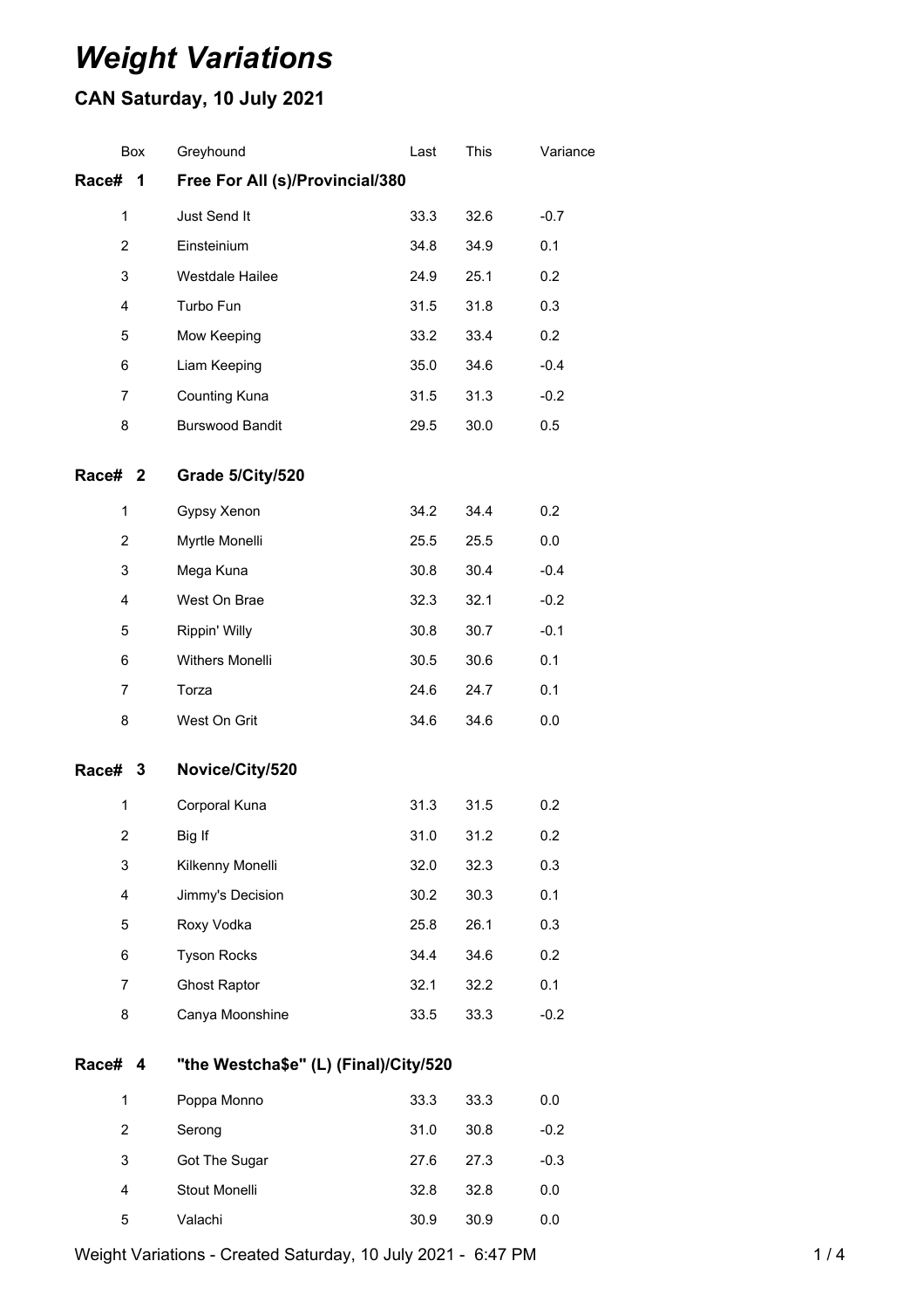# *Weight Variations*

## CAN Saturday, 10 July 2021

| Box | Greyhound | Last | This | Variance |
|---|---|---|---|---|
| **Race# 1** | **Free For All (s)/Provincial/380** | | | |
| 1 | Just Send It | 33.3 | 32.6 | -0.7 |
| 2 | Einsteinium | 34.8 | 34.9 | 0.1 |
| 3 | Westdale Hailee | 24.9 | 25.1 | 0.2 |
| 4 | Turbo Fun | 31.5 | 31.8 | 0.3 |
| 5 | Mow Keeping | 33.2 | 33.4 | 0.2 |
| 6 | Liam Keeping | 35.0 | 34.6 | -0.4 |
| 7 | Counting Kuna | 31.5 | 31.3 | -0.2 |
| 8 | Burswood Bandit | 29.5 | 30.0 | 0.5 |
| **Race# 2** | **Grade 5/City/520** | | | |
| 1 | Gypsy Xenon | 34.2 | 34.4 | 0.2 |
| 2 | Myrtle Monelli | 25.5 | 25.5 | 0.0 |
| 3 | Mega Kuna | 30.8 | 30.4 | -0.4 |
| 4 | West On Brae | 32.3 | 32.1 | -0.2 |
| 5 | Rippin' Willy | 30.8 | 30.7 | -0.1 |
| 6 | Withers Monelli | 30.5 | 30.6 | 0.1 |
| 7 | Torza | 24.6 | 24.7 | 0.1 |
| 8 | West On Grit | 34.6 | 34.6 | 0.0 |
| **Race# 3** | **Novice/City/520** | | | |
| 1 | Corporal Kuna | 31.3 | 31.5 | 0.2 |
| 2 | Big If | 31.0 | 31.2 | 0.2 |
| 3 | Kilkenny Monelli | 32.0 | 32.3 | 0.3 |
| 4 | Jimmy's Decision | 30.2 | 30.3 | 0.1 |
| 5 | Roxy Vodka | 25.8 | 26.1 | 0.3 |
| 6 | Tyson Rocks | 34.4 | 34.6 | 0.2 |
| 7 | Ghost Raptor | 32.1 | 32.2 | 0.1 |
| 8 | Canya Moonshine | 33.5 | 33.3 | -0.2 |
| **Race# 4** | **"the Westcha$e" (L) (Final)/City/520** | | | |
| 1 | Poppa Monno | 33.3 | 33.3 | 0.0 |
| 2 | Serong | 31.0 | 30.8 | -0.2 |
| 3 | Got The Sugar | 27.6 | 27.3 | -0.3 |
| 4 | Stout Monelli | 32.8 | 32.8 | 0.0 |
| 5 | Valachi | 30.9 | 30.9 | 0.0 |

Weight Variations - Created Saturday, 10 July 2021 - 6:47 PM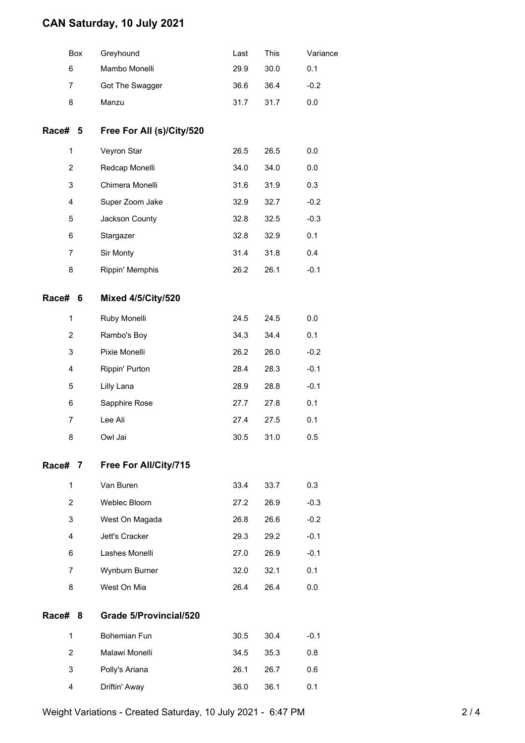## CAN Saturday, 10 July 2021

| Box | Greyhound | Last | This | Variance |
|---|---|---|---|---|
| 6 | Mambo Monelli | 29.9 | 30.0 | 0.1 |
| 7 | Got The Swagger | 36.6 | 36.4 | -0.2 |
| 8 | Manzu | 31.7 | 31.7 | 0.0 |

### Race# 5 Free For All (s)/City/520

| Box | Greyhound | Last | This | Variance |
|---|---|---|---|---|
| 1 | Veyron Star | 26.5 | 26.5 | 0.0 |
| 2 | Redcap Monelli | 34.0 | 34.0 | 0.0 |
| 3 | Chimera Monelli | 31.6 | 31.9 | 0.3 |
| 4 | Super Zoom Jake | 32.9 | 32.7 | -0.2 |
| 5 | Jackson County | 32.8 | 32.5 | -0.3 |
| 6 | Stargazer | 32.8 | 32.9 | 0.1 |
| 7 | Sir Monty | 31.4 | 31.8 | 0.4 |
| 8 | Rippin' Memphis | 26.2 | 26.1 | -0.1 |

### Race# 6 Mixed 4/5/City/520

| Box | Greyhound | Last | This | Variance |
|---|---|---|---|---|
| 1 | Ruby Monelli | 24.5 | 24.5 | 0.0 |
| 2 | Rambo's Boy | 34.3 | 34.4 | 0.1 |
| 3 | Pixie Monelli | 26.2 | 26.0 | -0.2 |
| 4 | Rippin' Purton | 28.4 | 28.3 | -0.1 |
| 5 | Lilly Lana | 28.9 | 28.8 | -0.1 |
| 6 | Sapphire Rose | 27.7 | 27.8 | 0.1 |
| 7 | Lee Ali | 27.4 | 27.5 | 0.1 |
| 8 | Owl Jai | 30.5 | 31.0 | 0.5 |

### Race# 7 Free For All/City/715

| Box | Greyhound | Last | This | Variance |
|---|---|---|---|---|
| 1 | Van Buren | 33.4 | 33.7 | 0.3 |
| 2 | Weblec Bloom | 27.2 | 26.9 | -0.3 |
| 3 | West On Magada | 26.8 | 26.6 | -0.2 |
| 4 | Jett's Cracker | 29.3 | 29.2 | -0.1 |
| 6 | Lashes Monelli | 27.0 | 26.9 | -0.1 |
| 7 | Wynburn Burner | 32.0 | 32.1 | 0.1 |
| 8 | West On Mia | 26.4 | 26.4 | 0.0 |

### Race# 8 Grade 5/Provincial/520

| Box | Greyhound | Last | This | Variance |
|---|---|---|---|---|
| 1 | Bohemian Fun | 30.5 | 30.4 | -0.1 |
| 2 | Malawi Monelli | 34.5 | 35.3 | 0.8 |
| 3 | Polly's Ariana | 26.1 | 26.7 | 0.6 |
| 4 | Driftin' Away | 36.0 | 36.1 | 0.1 |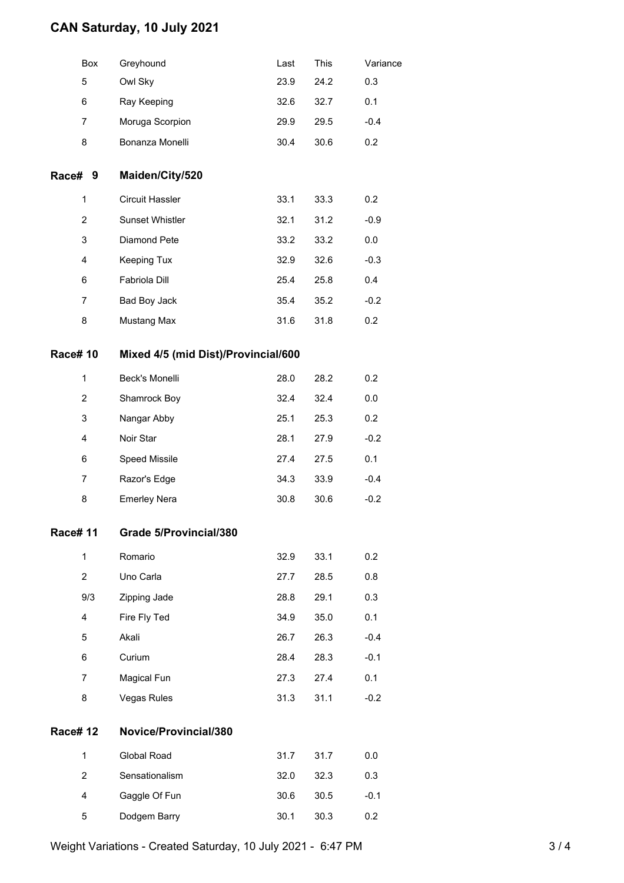# CAN Saturday, 10 July 2021

| Box | Greyhound | Last | This | Variance |
|---|---|---|---|---|
| 5 | Owl Sky | 23.9 | 24.2 | 0.3 |
| 6 | Ray Keeping | 32.6 | 32.7 | 0.1 |
| 7 | Moruga Scorpion | 29.9 | 29.5 | -0.4 |
| 8 | Bonanza Monelli | 30.4 | 30.6 | 0.2 |

## Race# 9 Maiden/City/520

| Box | Greyhound | Last | This | Variance |
|---|---|---|---|---|
| 1 | Circuit Hassler | 33.1 | 33.3 | 0.2 |
| 2 | Sunset Whistler | 32.1 | 31.2 | -0.9 |
| 3 | Diamond Pete | 33.2 | 33.2 | 0.0 |
| 4 | Keeping Tux | 32.9 | 32.6 | -0.3 |
| 6 | Fabriola Dill | 25.4 | 25.8 | 0.4 |
| 7 | Bad Boy Jack | 35.4 | 35.2 | -0.2 |
| 8 | Mustang Max | 31.6 | 31.8 | 0.2 |

## Race# 10 Mixed 4/5 (mid Dist)/Provincial/600

| Box | Greyhound | Last | This | Variance |
|---|---|---|---|---|
| 1 | Beck's Monelli | 28.0 | 28.2 | 0.2 |
| 2 | Shamrock Boy | 32.4 | 32.4 | 0.0 |
| 3 | Nangar Abby | 25.1 | 25.3 | 0.2 |
| 4 | Noir Star | 28.1 | 27.9 | -0.2 |
| 6 | Speed Missile | 27.4 | 27.5 | 0.1 |
| 7 | Razor's Edge | 34.3 | 33.9 | -0.4 |
| 8 | Emerley Nera | 30.8 | 30.6 | -0.2 |

## Race# 11 Grade 5/Provincial/380

| Box | Greyhound | Last | This | Variance |
|---|---|---|---|---|
| 1 | Romario | 32.9 | 33.1 | 0.2 |
| 2 | Uno Carla | 27.7 | 28.5 | 0.8 |
| 9/3 | Zipping Jade | 28.8 | 29.1 | 0.3 |
| 4 | Fire Fly Ted | 34.9 | 35.0 | 0.1 |
| 5 | Akali | 26.7 | 26.3 | -0.4 |
| 6 | Curium | 28.4 | 28.3 | -0.1 |
| 7 | Magical Fun | 27.3 | 27.4 | 0.1 |
| 8 | Vegas Rules | 31.3 | 31.1 | -0.2 |

## Race# 12 Novice/Provincial/380

| Box | Greyhound | Last | This | Variance |
|---|---|---|---|---|
| 1 | Global Road | 31.7 | 31.7 | 0.0 |
| 2 | Sensationalism | 32.0 | 32.3 | 0.3 |
| 4 | Gaggle Of Fun | 30.6 | 30.5 | -0.1 |
| 5 | Dodgem Barry | 30.1 | 30.3 | 0.2 |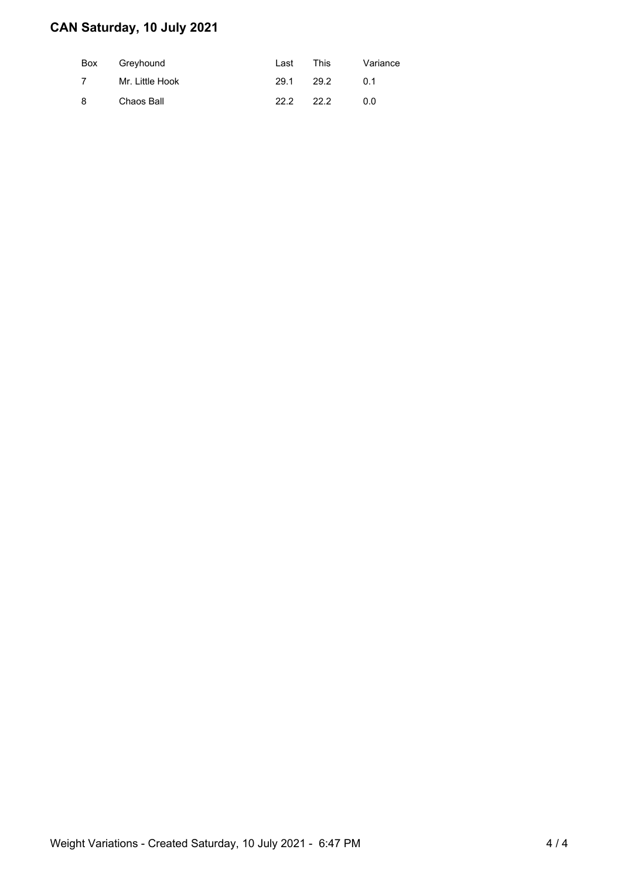## CAN Saturday, 10 July 2021

| Box | Greyhound | Last | This | Variance |
|---|---|---|---|---|
| 7 | Mr. Little Hook | 29.1 | 29.2 | 0.1 |
| 8 | Chaos Ball | 22.2 | 22.2 | 0.0 |